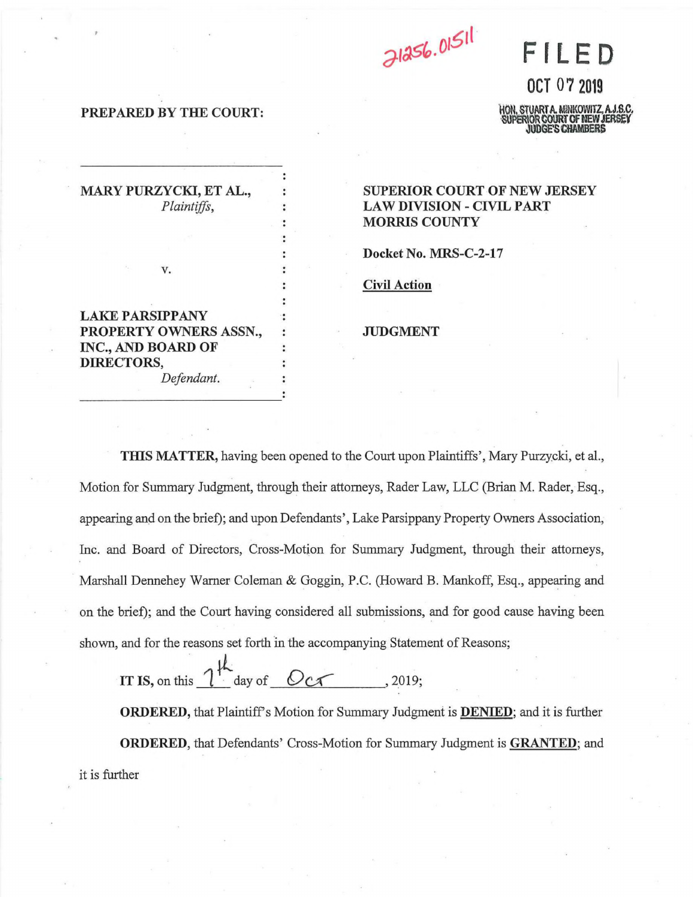21256.01511

**FILED**

**OCT 07 2019**

HON. STUART A. MINKOWITZ, A.J.S.C.
SUPERIOR COURT OF NEW JERSEY
JUDGE'S CHAMBERS

**PREPARED BY THE COURT:**

| | |
|---|---|
| **MARY PURZYCKI, ET AL.,** *Plaintiffs,* <br><br> v. <br><br> **LAKE PARSIPPANY PROPERTY OWNERS ASSN., INC., AND BOARD OF DIRECTORS,** *Defendant.* | **SUPERIOR COURT OF NEW JERSEY LAW DIVISION - CIVIL PART MORRIS COUNTY** <br><br> **Docket No. MRS-C-2-17** <br><br> **Civil Action** <br><br> **JUDGMENT** |

**THIS MATTER,** having been opened to the Court upon Plaintiffs', Mary Purzycki, et al., Motion for Summary Judgment, through their attorneys, Rader Law, LLC (Brian M. Rader, Esq., appearing and on the brief); and upon Defendants', Lake Parsippany Property Owners Association, Inc. and Board of Directors, Cross-Motion for Summary Judgment, through their attorneys, Marshall Dennehey Warner Coleman & Goggin, P.C. (Howard B. Mankoff, Esq., appearing and on the brief); and the Court having considered all submissions, and for good cause having been shown, and for the reasons set forth in the accompanying Statement of Reasons;

**IT IS,** on this 7th day of Oct, 2019;

**ORDERED,** that Plaintiff's Motion for Summary Judgment is **DENIED**; and it is further

**ORDERED**, that Defendants' Cross-Motion for Summary Judgment is **GRANTED**; and it is further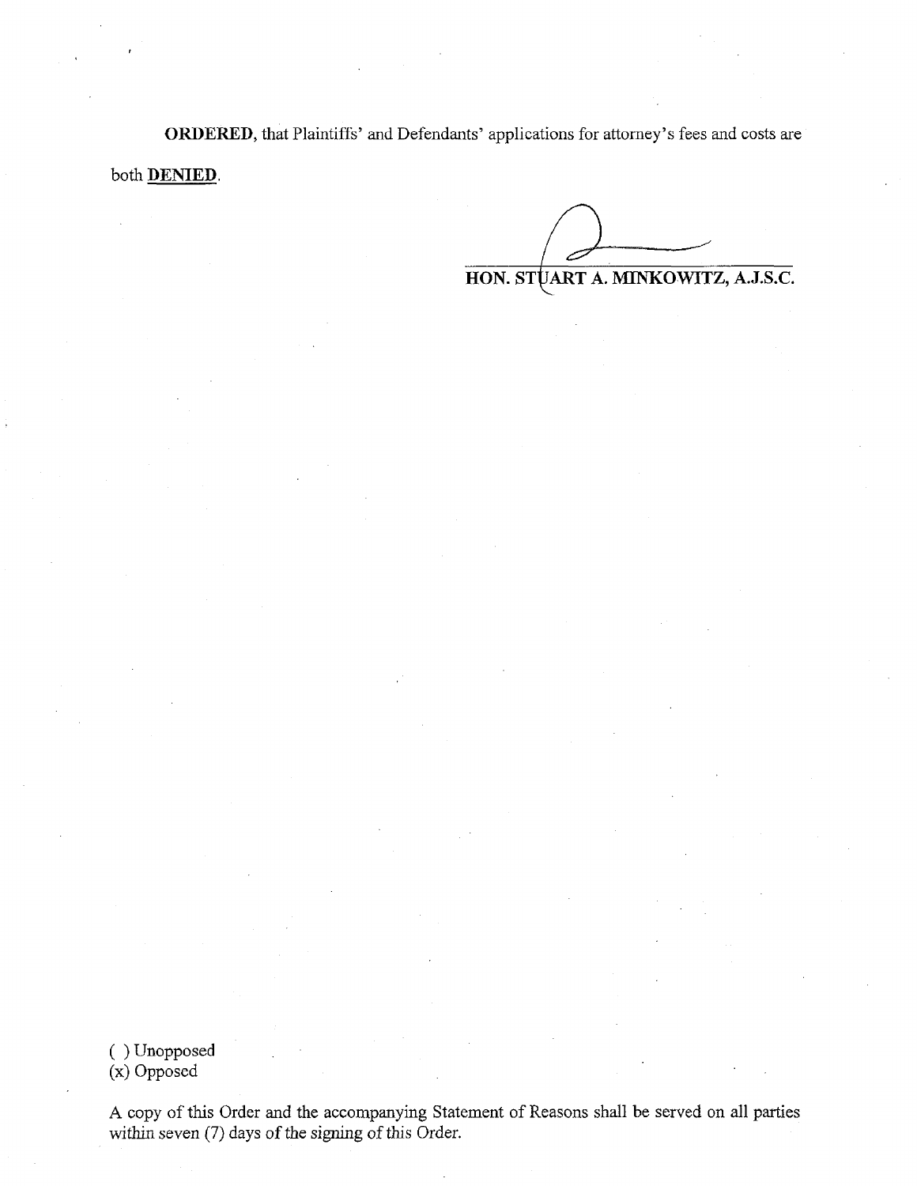**ORDERED**, that Plaintiffs' and Defendants' applications for attorney's fees and costs are both **DENIED**.

**HON. STUART A. MINKOWITZ, A.J.S.C.**

( ) Unopposed
(x) Opposed

A copy of this Order and the accompanying Statement of Reasons shall be served on all parties within seven (7) days of the signing of this Order.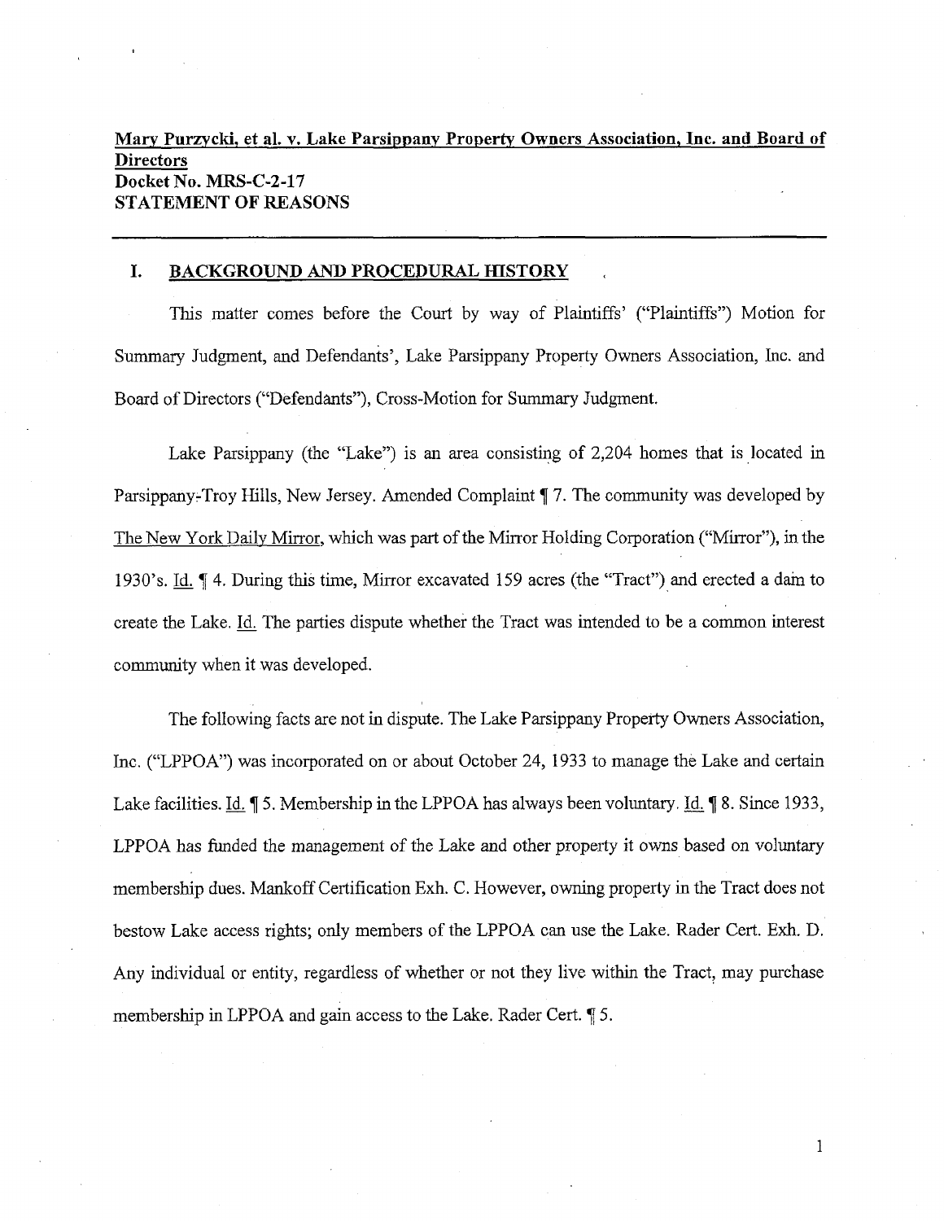**Mary Purzycki, et al. v. Lake Parsippany Property Owners Association, Inc. and Board of Directors**
**Docket No. MRS-C-2-17**
**STATEMENT OF REASONS**

---

## I. BACKGROUND AND PROCEDURAL HISTORY

This matter comes before the Court by way of Plaintiffs' ("Plaintiffs") Motion for Summary Judgment, and Defendants', Lake Parsippany Property Owners Association, Inc. and Board of Directors ("Defendants"), Cross-Motion for Summary Judgment.

Lake Parsippany (the "Lake") is an area consisting of 2,204 homes that is located in Parsippany-Troy Hills, New Jersey. Amended Complaint ¶ 7. The community was developed by The New York Daily Mirror, which was part of the Mirror Holding Corporation ("Mirror"), in the 1930's. Id. ¶ 4. During this time, Mirror excavated 159 acres (the "Tract") and erected a dam to create the Lake. Id. The parties dispute whether the Tract was intended to be a common interest community when it was developed.

The following facts are not in dispute. The Lake Parsippany Property Owners Association, Inc. ("LPPOA") was incorporated on or about October 24, 1933 to manage the Lake and certain Lake facilities. Id. ¶ 5. Membership in the LPPOA has always been voluntary. Id. ¶ 8. Since 1933, LPPOA has funded the management of the Lake and other property it owns based on voluntary membership dues. Mankoff Certification Exh. C. However, owning property in the Tract does not bestow Lake access rights; only members of the LPPOA can use the Lake. Rader Cert. Exh. D. Any individual or entity, regardless of whether or not they live within the Tract, may purchase membership in LPPOA and gain access to the Lake. Rader Cert. ¶ 5.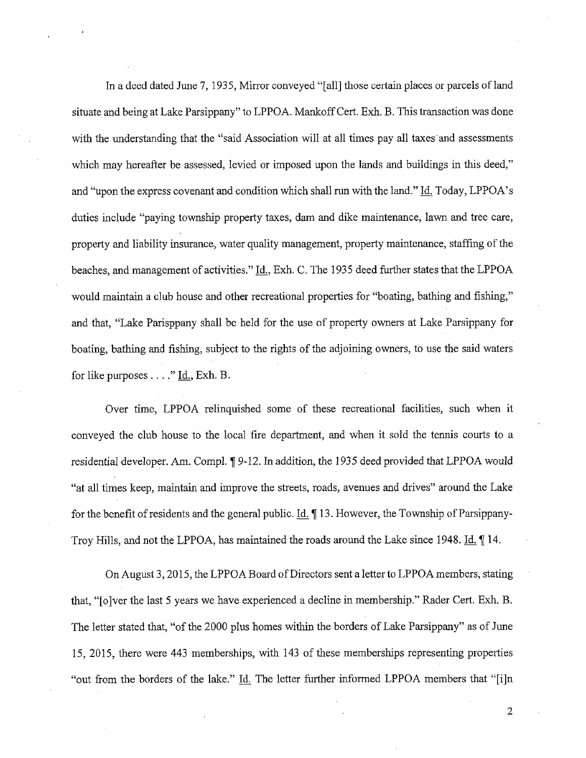In a deed dated June 7, 1935, Mirror conveyed "[all] those certain places or parcels of land situate and being at Lake Parsippany" to LPPOA. Mankoff Cert. Exh. B. This transaction was done with the understanding that the "said Association will at all times pay all taxes and assessments which may hereafter be assessed, levied or imposed upon the lands and buildings in this deed," and "upon the express covenant and condition which shall run with the land." Id. Today, LPPOA's duties include "paying township property taxes, dam and dike maintenance, lawn and tree care, property and liability insurance, water quality management, property maintenance, staffing of the beaches, and management of activities." Id., Exh. C. The 1935 deed further states that the LPPOA would maintain a club house and other recreational properties for "boating, bathing and fishing," and that, "Lake Parisppany shall be held for the use of property owners at Lake Parsippany for boating, bathing and fishing, subject to the rights of the adjoining owners, to use the said waters for like purposes . . . ." Id., Exh. B.

Over time, LPPOA relinquished some of these recreational facilities, such when it conveyed the club house to the local fire department, and when it sold the tennis courts to a residential developer. Am. Compl. ¶ 9-12. In addition, the 1935 deed provided that LPPOA would "at all times keep, maintain and improve the streets, roads, avenues and drives" around the Lake for the benefit of residents and the general public. Id. ¶ 13. However, the Township of Parsippany-Troy Hills, and not the LPPOA, has maintained the roads around the Lake since 1948. Id. ¶ 14.

On August 3, 2015, the LPPOA Board of Directors sent a letter to LPPOA members, stating that, "[o]ver the last 5 years we have experienced a decline in membership." Rader Cert. Exh. B. The letter stated that, "of the 2000 plus homes within the borders of Lake Parsippany" as of June 15, 2015, there were 443 memberships, with 143 of these memberships representing properties "out from the borders of the lake." Id. The letter further informed LPPOA members that "[i]n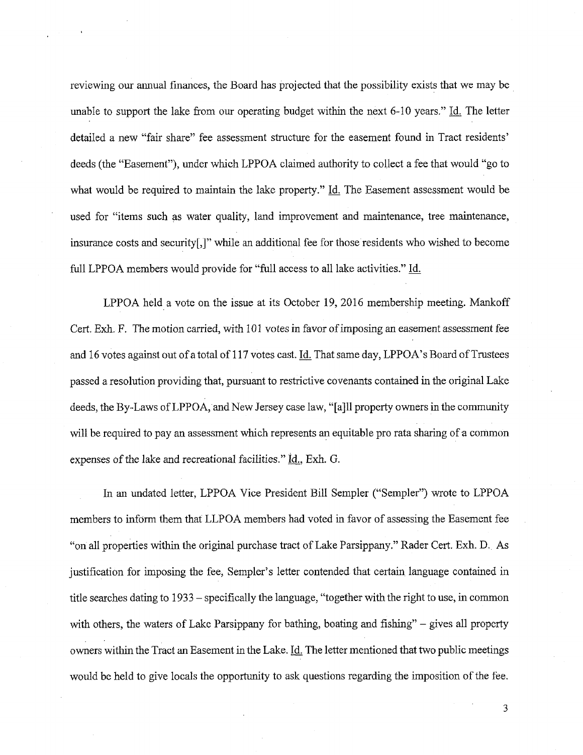reviewing our annual finances, the Board has projected that the possibility exists that we may be unable to support the lake from our operating budget within the next 6-10 years." Id. The letter detailed a new "fair share" fee assessment structure for the easement found in Tract residents' deeds (the "Easement"), under which LPPOA claimed authority to collect a fee that would "go to what would be required to maintain the lake property." Id. The Easement assessment would be used for "items such as water quality, land improvement and maintenance, tree maintenance, insurance costs and security[,]" while an additional fee for those residents who wished to become full LPPOA members would provide for "full access to all lake activities." Id.

LPPOA held a vote on the issue at its October 19, 2016 membership meeting. Mankoff Cert. Exh. F. The motion carried, with 101 votes in favor of imposing an easement assessment fee and 16 votes against out of a total of 117 votes cast. Id. That same day, LPPOA's Board of Trustees passed a resolution providing that, pursuant to restrictive covenants contained in the original Lake deeds, the By-Laws of LPPOA, and New Jersey case law, "[a]ll property owners in the community will be required to pay an assessment which represents an equitable pro rata sharing of a common expenses of the lake and recreational facilities." Id., Exh. G.

In an undated letter, LPPOA Vice President Bill Sempler ("Sempler") wrote to LPPOA members to inform them that LLPOA members had voted in favor of assessing the Easement fee "on all properties within the original purchase tract of Lake Parsippany." Rader Cert. Exh. D. As justification for imposing the fee, Sempler's letter contended that certain language contained in title searches dating to 1933 – specifically the language, "together with the right to use, in common with others, the waters of Lake Parsippany for bathing, boating and fishing" – gives all property owners within the Tract an Easement in the Lake. Id. The letter mentioned that two public meetings would be held to give locals the opportunity to ask questions regarding the imposition of the fee.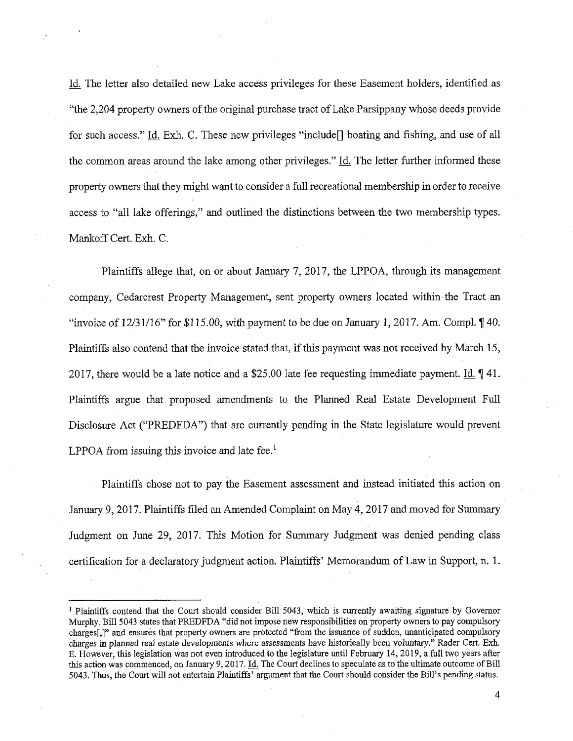Id. The letter also detailed new Lake access privileges for these Easement holders, identified as "the 2,204 property owners of the original purchase tract of Lake Parsippany whose deeds provide for such access." Id. Exh. C. These new privileges "include[] boating and fishing, and use of all the common areas around the lake among other privileges." Id. The letter further informed these property owners that they might want to consider a full recreational membership in order to receive access to "all lake offerings," and outlined the distinctions between the two membership types. Mankoff Cert. Exh. C.

Plaintiffs allege that, on or about January 7, 2017, the LPPOA, through its management company, Cedarcrest Property Management, sent property owners located within the Tract an "invoice of 12/31/16" for $115.00, with payment to be due on January 1, 2017. Am. Compl. ¶ 40. Plaintiffs also contend that the invoice stated that, if this payment was not received by March 15, 2017, there would be a late notice and a $25.00 late fee requesting immediate payment. Id. ¶ 41. Plaintiffs argue that proposed amendments to the Planned Real Estate Development Full Disclosure Act ("PREDFDA") that are currently pending in the State legislature would prevent LPPOA from issuing this invoice and late fee.[1]

Plaintiffs chose not to pay the Easement assessment and instead initiated this action on January 9, 2017. Plaintiffs filed an Amended Complaint on May 4, 2017 and moved for Summary Judgment on June 29, 2017. This Motion for Summary Judgment was denied pending class certification for a declaratory judgment action. Plaintiffs' Memorandum of Law in Support, n. 1.

---

[1] Plaintiffs contend that the Court should consider Bill 5043, which is currently awaiting signature by Governor Murphy. Bill 5043 states that PREDFDA "did not impose new responsibilities on property owners to pay compulsory charges[,]" and ensures that property owners are protected "from the issuance of sudden, unanticipated compulsory charges in planned real estate developments where assessments have historically been voluntary." Rader Cert. Exh. E. However, this legislation was not even introduced to the legislature until February 14, 2019, a full two years after this action was commenced, on January 9, 2017. Id. The Court declines to speculate as to the ultimate outcome of Bill 5043. Thus, the Court will not entertain Plaintiffs' argument that the Court should consider the Bill's pending status.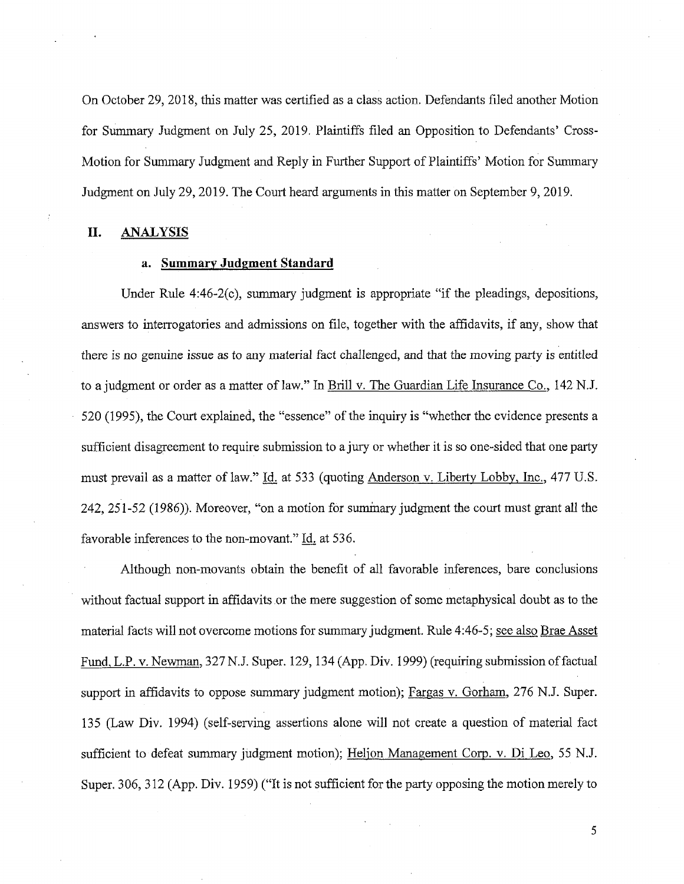On October 29, 2018, this matter was certified as a class action. Defendants filed another Motion for Summary Judgment on July 25, 2019. Plaintiffs filed an Opposition to Defendants' Cross-Motion for Summary Judgment and Reply in Further Support of Plaintiffs' Motion for Summary Judgment on July 29, 2019. The Court heard arguments in this matter on September 9, 2019.

## II. ANALYSIS

### a. Summary Judgment Standard

Under Rule 4:46-2(c), summary judgment is appropriate "if the pleadings, depositions, answers to interrogatories and admissions on file, together with the affidavits, if any, show that there is no genuine issue as to any material fact challenged, and that the moving party is entitled to a judgment or order as a matter of law." In Brill v. The Guardian Life Insurance Co., 142 N.J. 520 (1995), the Court explained, the "essence" of the inquiry is "whether the evidence presents a sufficient disagreement to require submission to a jury or whether it is so one-sided that one party must prevail as a matter of law." Id. at 533 (quoting Anderson v. Liberty Lobby, Inc., 477 U.S. 242, 251-52 (1986)). Moreover, "on a motion for summary judgment the court must grant all the favorable inferences to the non-movant." Id. at 536.

Although non-movants obtain the benefit of all favorable inferences, bare conclusions without factual support in affidavits or the mere suggestion of some metaphysical doubt as to the material facts will not overcome motions for summary judgment. Rule 4:46-5; see also Brae Asset Fund, L.P. v. Newman, 327 N.J. Super. 129, 134 (App. Div. 1999) (requiring submission of factual support in affidavits to oppose summary judgment motion); Fargas v. Gorham, 276 N.J. Super. 135 (Law Div. 1994) (self-serving assertions alone will not create a question of material fact sufficient to defeat summary judgment motion); Heljon Management Corp. v. Di Leo, 55 N.J. Super. 306, 312 (App. Div. 1959) ("It is not sufficient for the party opposing the motion merely to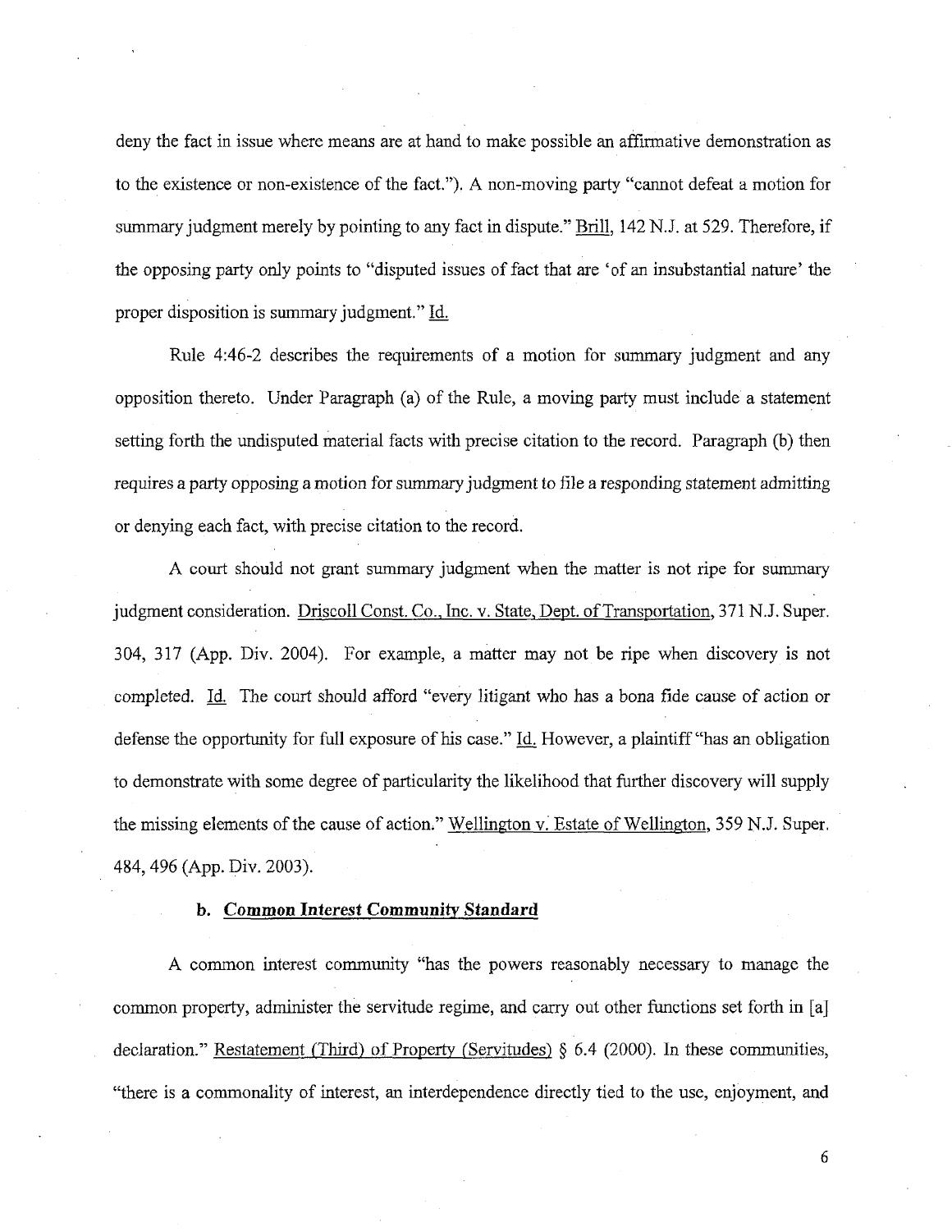deny the fact in issue where means are at hand to make possible an affirmative demonstration as to the existence or non-existence of the fact."). A non-moving party "cannot defeat a motion for summary judgment merely by pointing to any fact in dispute." Brill, 142 N.J. at 529. Therefore, if the opposing party only points to "disputed issues of fact that are 'of an insubstantial nature' the proper disposition is summary judgment." Id.

Rule 4:46-2 describes the requirements of a motion for summary judgment and any opposition thereto. Under Paragraph (a) of the Rule, a moving party must include a statement setting forth the undisputed material facts with precise citation to the record. Paragraph (b) then requires a party opposing a motion for summary judgment to file a responding statement admitting or denying each fact, with precise citation to the record.

A court should not grant summary judgment when the matter is not ripe for summary judgment consideration. Driscoll Const. Co., Inc. v. State, Dept. of Transportation, 371 N.J. Super. 304, 317 (App. Div. 2004). For example, a matter may not be ripe when discovery is not completed. Id. The court should afford "every litigant who has a bona fide cause of action or defense the opportunity for full exposure of his case." Id. However, a plaintiff "has an obligation to demonstrate with some degree of particularity the likelihood that further discovery will supply the missing elements of the cause of action." Wellington v. Estate of Wellington, 359 N.J. Super. 484, 496 (App. Div. 2003).

### b. Common Interest Community Standard

A common interest community "has the powers reasonably necessary to manage the common property, administer the servitude regime, and carry out other functions set forth in [a] declaration." Restatement (Third) of Property (Servitudes) § 6.4 (2000). In these communities, "there is a commonality of interest, an interdependence directly tied to the use, enjoyment, and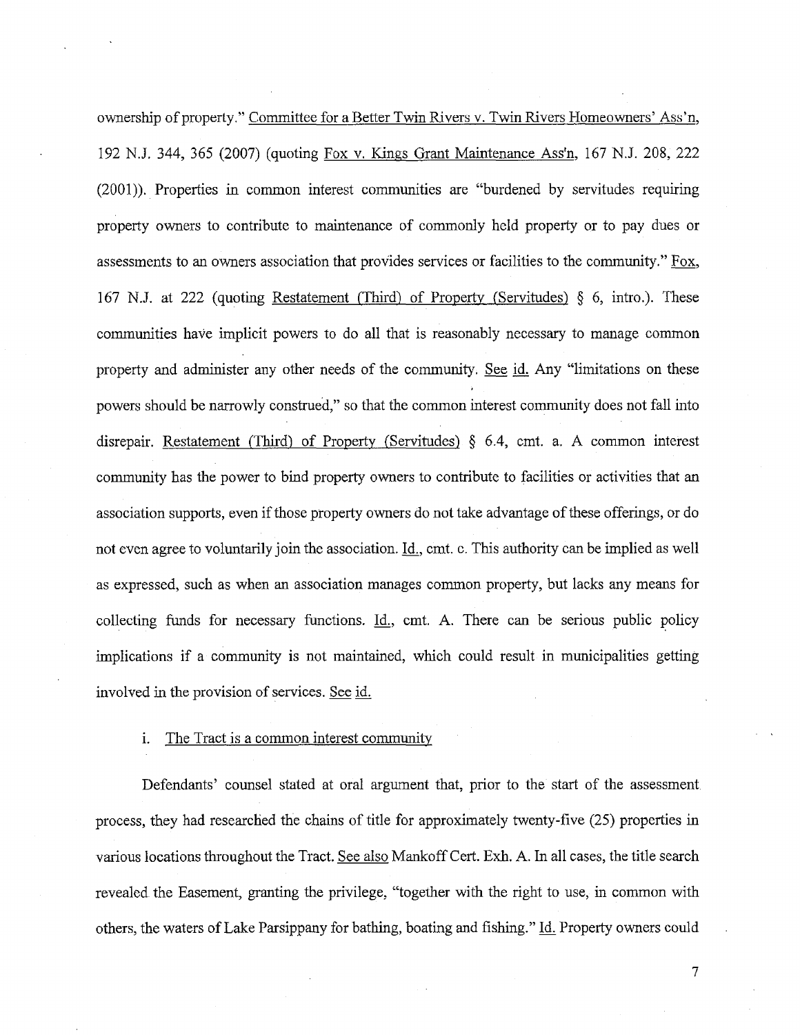ownership of property." Committee for a Better Twin Rivers v. Twin Rivers Homeowners' Ass'n, 192 N.J. 344, 365 (2007) (quoting Fox v. Kings Grant Maintenance Ass'n, 167 N.J. 208, 222 (2001)). Properties in common interest communities are "burdened by servitudes requiring property owners to contribute to maintenance of commonly held property or to pay dues or assessments to an owners association that provides services or facilities to the community." Fox, 167 N.J. at 222 (quoting Restatement (Third) of Property (Servitudes) § 6, intro.). These communities have implicit powers to do all that is reasonably necessary to manage common property and administer any other needs of the community. See id. Any "limitations on these powers should be narrowly construed," so that the common interest community does not fall into disrepair. Restatement (Third) of Property (Servitudes) § 6.4, cmt. a. A common interest community has the power to bind property owners to contribute to facilities or activities that an association supports, even if those property owners do not take advantage of these offerings, or do not even agree to voluntarily join the association. Id., cmt. c. This authority can be implied as well as expressed, such as when an association manages common property, but lacks any means for collecting funds for necessary functions. Id., cmt. A. There can be serious public policy implications if a community is not maintained, which could result in municipalities getting involved in the provision of services. See id.

i. The Tract is a common interest community

Defendants' counsel stated at oral argument that, prior to the start of the assessment process, they had researched the chains of title for approximately twenty-five (25) properties in various locations throughout the Tract. See also Mankoff Cert. Exh. A. In all cases, the title search revealed the Easement, granting the privilege, "together with the right to use, in common with others, the waters of Lake Parsippany for bathing, boating and fishing." Id. Property owners could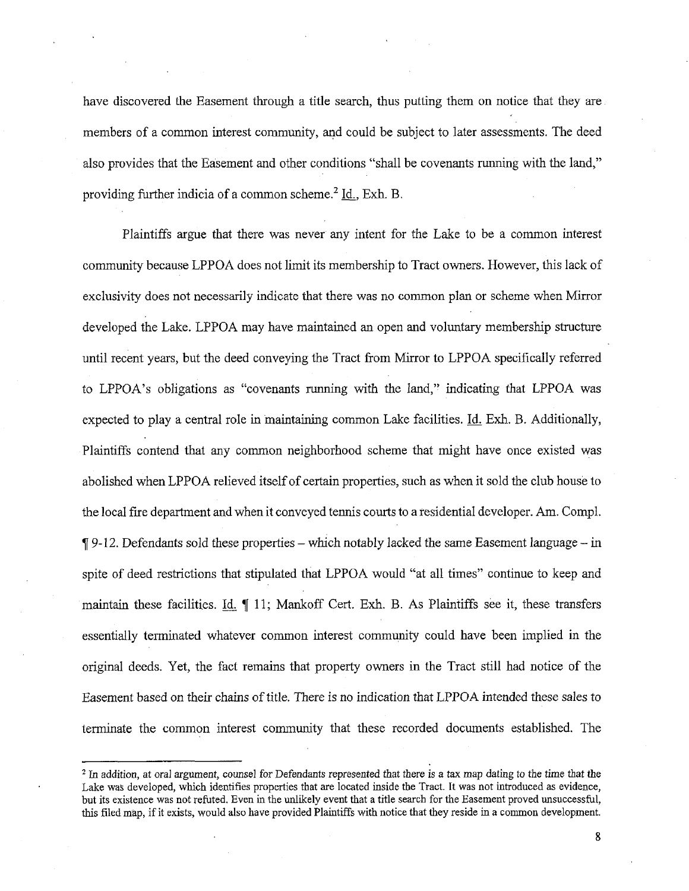have discovered the Easement through a title search, thus putting them on notice that they are members of a common interest community, and could be subject to later assessments. The deed also provides that the Easement and other conditions "shall be covenants running with the land," providing further indicia of a common scheme.[2] Id., Exh. B.

Plaintiffs argue that there was never any intent for the Lake to be a common interest community because LPPOA does not limit its membership to Tract owners. However, this lack of exclusivity does not necessarily indicate that there was no common plan or scheme when Mirror developed the Lake. LPPOA may have maintained an open and voluntary membership structure until recent years, but the deed conveying the Tract from Mirror to LPPOA specifically referred to LPPOA's obligations as "covenants running with the land," indicating that LPPOA was expected to play a central role in maintaining common Lake facilities. Id. Exh. B. Additionally, Plaintiffs contend that any common neighborhood scheme that might have once existed was abolished when LPPOA relieved itself of certain properties, such as when it sold the club house to the local fire department and when it conveyed tennis courts to a residential developer. Am. Compl. ¶ 9-12. Defendants sold these properties – which notably lacked the same Easement language – in spite of deed restrictions that stipulated that LPPOA would "at all times" continue to keep and maintain these facilities. Id. ¶ 11; Mankoff Cert. Exh. B. As Plaintiffs see it, these transfers essentially terminated whatever common interest community could have been implied in the original deeds. Yet, the fact remains that property owners in the Tract still had notice of the Easement based on their chains of title. There is no indication that LPPOA intended these sales to terminate the common interest community that these recorded documents established. The

---

[2] In addition, at oral argument, counsel for Defendants represented that there is a tax map dating to the time that the Lake was developed, which identifies properties that are located inside the Tract. It was not introduced as evidence, but its existence was not refuted. Even in the unlikely event that a title search for the Easement proved unsuccessful, this filed map, if it exists, would also have provided Plaintiffs with notice that they reside in a common development.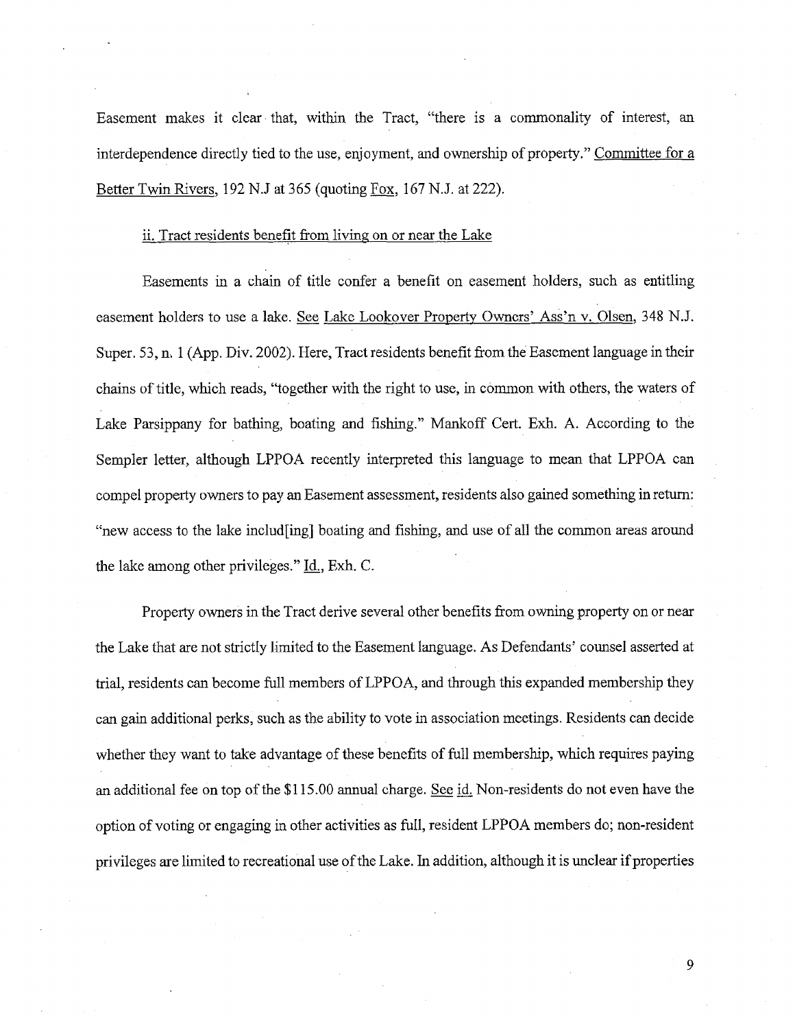Easement makes it clear that, within the Tract, "there is a commonality of interest, an interdependence directly tied to the use, enjoyment, and ownership of property." Committee for a Better Twin Rivers, 192 N.J at 365 (quoting Fox, 167 N.J. at 222).

ii. Tract residents benefit from living on or near the Lake

Easements in a chain of title confer a benefit on easement holders, such as entitling easement holders to use a lake. See Lake Lookover Property Owners' Ass'n v. Olsen, 348 N.J. Super. 53, n. 1 (App. Div. 2002). Here, Tract residents benefit from the Easement language in their chains of title, which reads, "together with the right to use, in common with others, the waters of Lake Parsippany for bathing, boating and fishing." Mankoff Cert. Exh. A. According to the Sempler letter, although LPPOA recently interpreted this language to mean that LPPOA can compel property owners to pay an Easement assessment, residents also gained something in return: "new access to the lake includ[ing] boating and fishing, and use of all the common areas around the lake among other privileges." Id., Exh. C.

Property owners in the Tract derive several other benefits from owning property on or near the Lake that are not strictly limited to the Easement language. As Defendants' counsel asserted at trial, residents can become full members of LPPOA, and through this expanded membership they can gain additional perks, such as the ability to vote in association meetings. Residents can decide whether they want to take advantage of these benefits of full membership, which requires paying an additional fee on top of the $115.00 annual charge. See id. Non-residents do not even have the option of voting or engaging in other activities as full, resident LPPOA members do; non-resident privileges are limited to recreational use of the Lake. In addition, although it is unclear if properties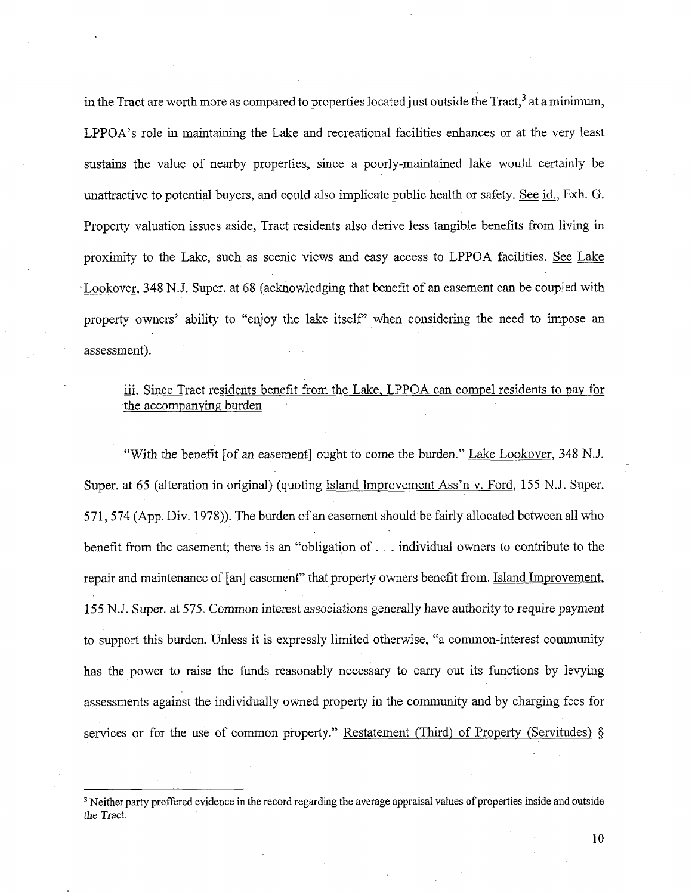in the Tract are worth more as compared to properties located just outside the Tract,[3] at a minimum, LPPOA's role in maintaining the Lake and recreational facilities enhances or at the very least sustains the value of nearby properties, since a poorly-maintained lake would certainly be unattractive to potential buyers, and could also implicate public health or safety. See id., Exh. G. Property valuation issues aside, Tract residents also derive less tangible benefits from living in proximity to the Lake, such as scenic views and easy access to LPPOA facilities. See Lake Lookover, 348 N.J. Super. at 68 (acknowledging that benefit of an easement can be coupled with property owners' ability to "enjoy the lake itself" when considering the need to impose an assessment).

iii. Since Tract residents benefit from the Lake, LPPOA can compel residents to pay for the accompanying burden

"With the benefit [of an easement] ought to come the burden." Lake Lookover, 348 N.J. Super. at 65 (alteration in original) (quoting Island Improvement Ass'n v. Ford, 155 N.J. Super. 571, 574 (App. Div. 1978)). The burden of an easement should be fairly allocated between all who benefit from the easement; there is an "obligation of . . . individual owners to contribute to the repair and maintenance of [an] easement" that property owners benefit from. Island Improvement, 155 N.J. Super. at 575. Common interest associations generally have authority to require payment to support this burden. Unless it is expressly limited otherwise, "a common-interest community has the power to raise the funds reasonably necessary to carry out its functions by levying assessments against the individually owned property in the community and by charging fees for services or for the use of common property." Restatement (Third) of Property (Servitudes) §

[3] Neither party proffered evidence in the record regarding the average appraisal values of properties inside and outside the Tract.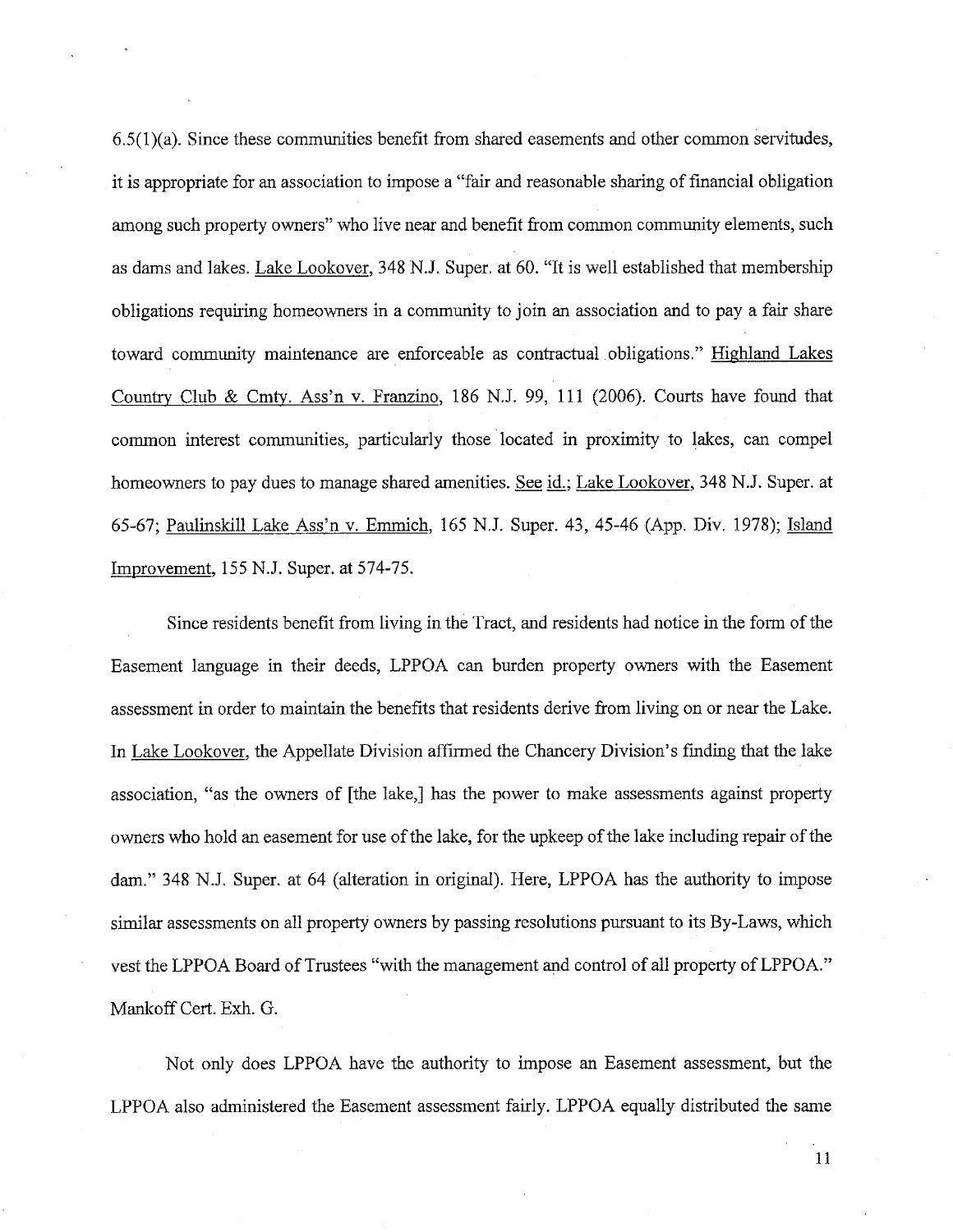6.5(1)(a). Since these communities benefit from shared easements and other common servitudes, it is appropriate for an association to impose a "fair and reasonable sharing of financial obligation among such property owners" who live near and benefit from common community elements, such as dams and lakes. Lake Lookover, 348 N.J. Super. at 60. "It is well established that membership obligations requiring homeowners in a community to join an association and to pay a fair share toward community maintenance are enforceable as contractual obligations." Highland Lakes Country Club & Cmty. Ass'n v. Franzino, 186 N.J. 99, 111 (2006). Courts have found that common interest communities, particularly those located in proximity to lakes, can compel homeowners to pay dues to manage shared amenities. See id.; Lake Lookover, 348 N.J. Super. at 65-67; Paulinskill Lake Ass'n v. Emmich, 165 N.J. Super. 43, 45-46 (App. Div. 1978); Island Improvement, 155 N.J. Super. at 574-75.

Since residents benefit from living in the Tract, and residents had notice in the form of the Easement language in their deeds, LPPOA can burden property owners with the Easement assessment in order to maintain the benefits that residents derive from living on or near the Lake. In Lake Lookover, the Appellate Division affirmed the Chancery Division's finding that the lake association, "as the owners of [the lake,] has the power to make assessments against property owners who hold an easement for use of the lake, for the upkeep of the lake including repair of the dam." 348 N.J. Super. at 64 (alteration in original). Here, LPPOA has the authority to impose similar assessments on all property owners by passing resolutions pursuant to its By-Laws, which vest the LPPOA Board of Trustees "with the management and control of all property of LPPOA." Mankoff Cert. Exh. G.

Not only does LPPOA have the authority to impose an Easement assessment, but the LPPOA also administered the Easement assessment fairly. LPPOA equally distributed the same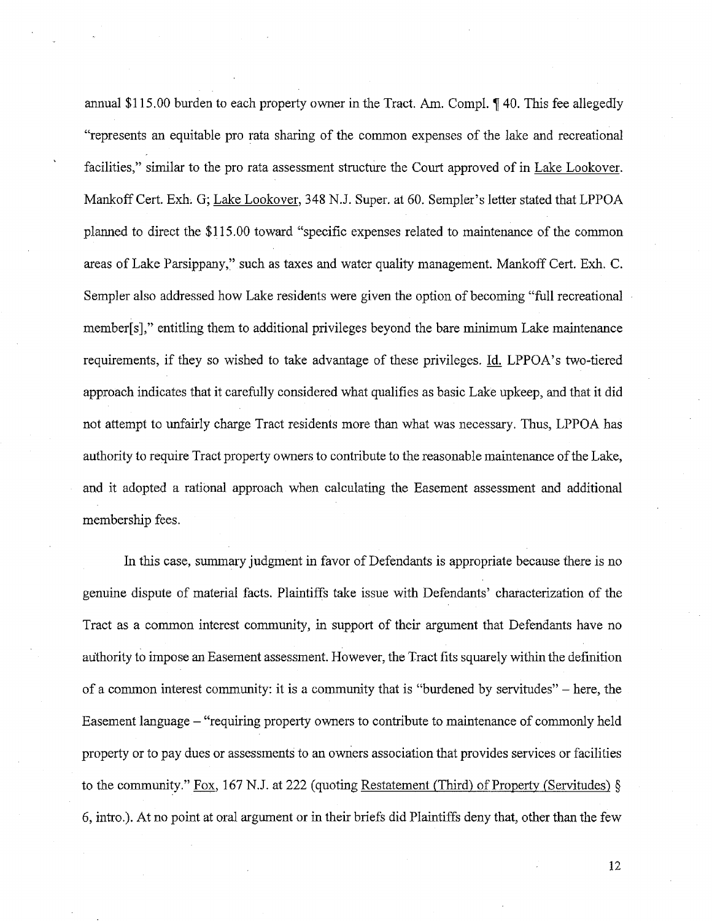annual $115.00 burden to each property owner in the Tract. Am. Compl. ¶ 40. This fee allegedly "represents an equitable pro rata sharing of the common expenses of the lake and recreational facilities," similar to the pro rata assessment structure the Court approved of in Lake Lookover. Mankoff Cert. Exh. G; Lake Lookover, 348 N.J. Super. at 60. Sempler's letter stated that LPPOA planned to direct the $115.00 toward "specific expenses related to maintenance of the common areas of Lake Parsippany," such as taxes and water quality management. Mankoff Cert. Exh. C. Sempler also addressed how Lake residents were given the option of becoming "full recreational member[s]," entitling them to additional privileges beyond the bare minimum Lake maintenance requirements, if they so wished to take advantage of these privileges. Id. LPPOA's two-tiered approach indicates that it carefully considered what qualifies as basic Lake upkeep, and that it did not attempt to unfairly charge Tract residents more than what was necessary. Thus, LPPOA has authority to require Tract property owners to contribute to the reasonable maintenance of the Lake, and it adopted a rational approach when calculating the Easement assessment and additional membership fees.

In this case, summary judgment in favor of Defendants is appropriate because there is no genuine dispute of material facts. Plaintiffs take issue with Defendants' characterization of the Tract as a common interest community, in support of their argument that Defendants have no authority to impose an Easement assessment. However, the Tract fits squarely within the definition of a common interest community: it is a community that is "burdened by servitudes" – here, the Easement language – "requiring property owners to contribute to maintenance of commonly held property or to pay dues or assessments to an owners association that provides services or facilities to the community." Fox, 167 N.J. at 222 (quoting Restatement (Third) of Property (Servitudes) § 6, intro.). At no point at oral argument or in their briefs did Plaintiffs deny that, other than the few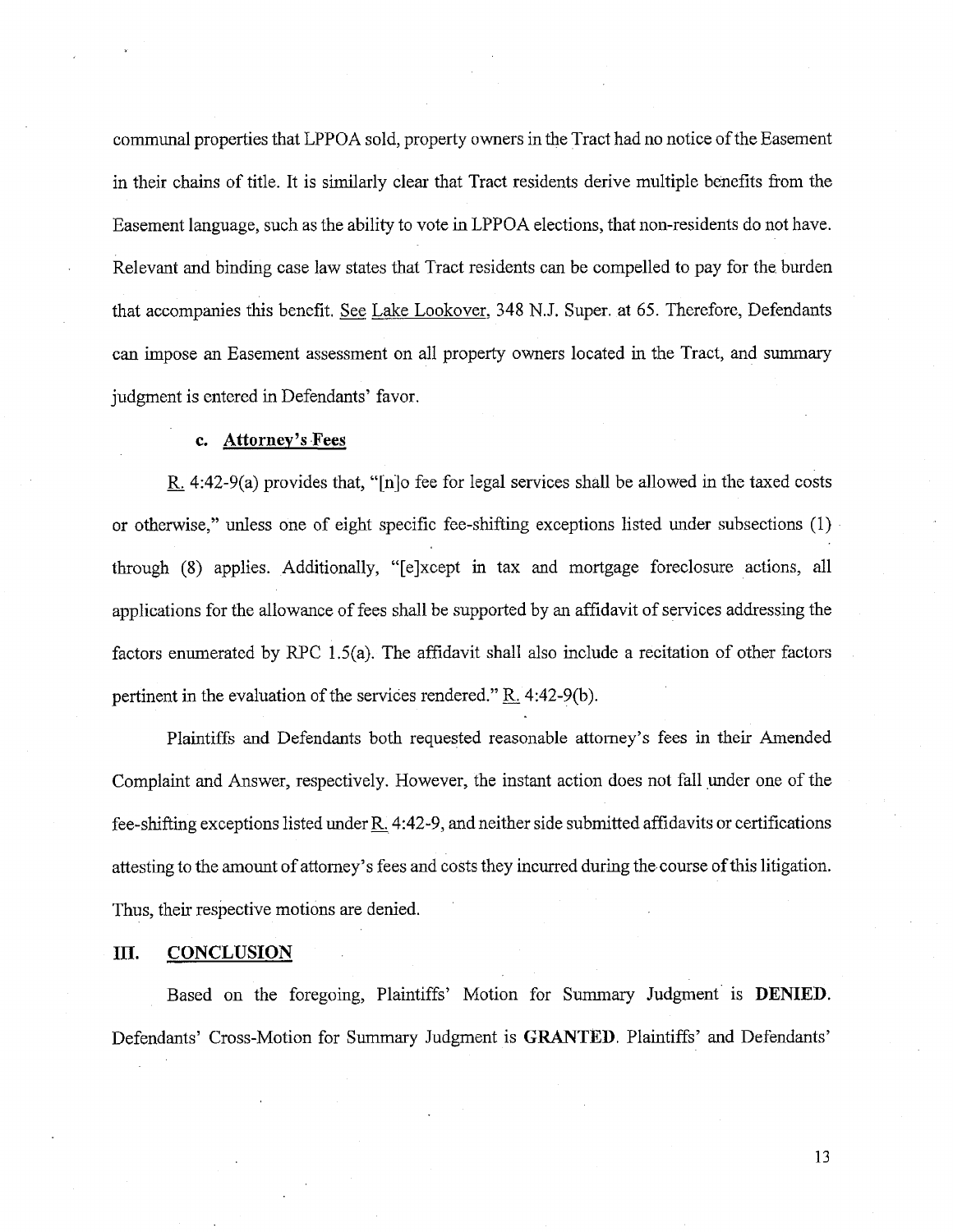communal properties that LPPOA sold, property owners in the Tract had no notice of the Easement in their chains of title. It is similarly clear that Tract residents derive multiple benefits from the Easement language, such as the ability to vote in LPPOA elections, that non-residents do not have. Relevant and binding case law states that Tract residents can be compelled to pay for the burden that accompanies this benefit. See Lake Lookover, 348 N.J. Super. at 65. Therefore, Defendants can impose an Easement assessment on all property owners located in the Tract, and summary judgment is entered in Defendants' favor.

### c. Attorney's Fees

R. 4:42-9(a) provides that, "[n]o fee for legal services shall be allowed in the taxed costs or otherwise," unless one of eight specific fee-shifting exceptions listed under subsections (1) through (8) applies. Additionally, "[e]xcept in tax and mortgage foreclosure actions, all applications for the allowance of fees shall be supported by an affidavit of services addressing the factors enumerated by RPC 1.5(a). The affidavit shall also include a recitation of other factors pertinent in the evaluation of the services rendered." R. 4:42-9(b).

Plaintiffs and Defendants both requested reasonable attorney's fees in their Amended Complaint and Answer, respectively. However, the instant action does not fall under one of the fee-shifting exceptions listed under R. 4:42-9, and neither side submitted affidavits or certifications attesting to the amount of attorney's fees and costs they incurred during the course of this litigation. Thus, their respective motions are denied.

## III. CONCLUSION

Based on the foregoing, Plaintiffs' Motion for Summary Judgment is **DENIED**. Defendants' Cross-Motion for Summary Judgment is **GRANTED**. Plaintiffs' and Defendants'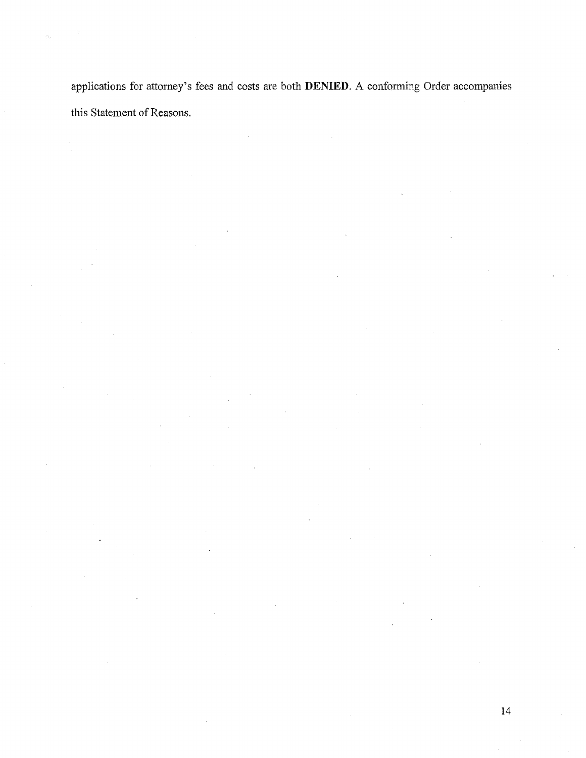applications for attorney's fees and costs are both **DENIED**. A conforming Order accompanies this Statement of Reasons.